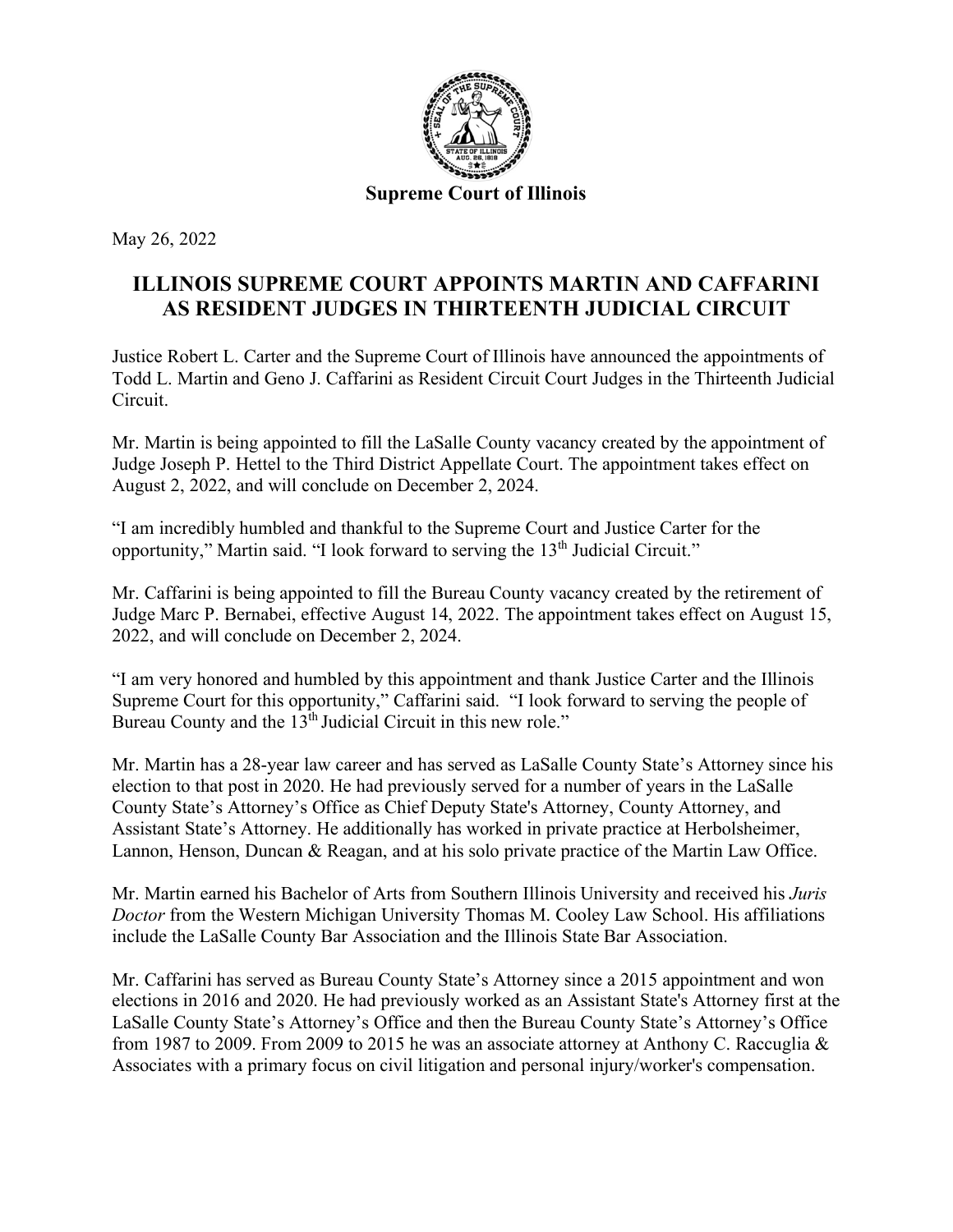**Supreme Court of Illinois**

May 26, 2022

# ILLINOIS SUPREME COURT APPOINTS MARTIN AND CAFFARINI AS RESIDENT JUDGES IN THIRTEENTH JUDICIAL CIRCUIT

Justice Robert L. Carter and the Supreme Court of Illinois have announced the appointments of Todd L. Martin and Geno J. Caffarini as Resident Circuit Court Judges in the Thirteenth Judicial Circuit.

Mr. Martin is being appointed to fill the LaSalle County vacancy created by the appointment of Judge Joseph P. Hettel to the Third District Appellate Court. The appointment takes effect on August 2, 2022, and will conclude on December 2, 2024.

"I am incredibly humbled and thankful to the Supreme Court and Justice Carter for the opportunity," Martin said. "I look forward to serving the 13th Judicial Circuit."

Mr. Caffarini is being appointed to fill the Bureau County vacancy created by the retirement of Judge Marc P. Bernabei, effective August 14, 2022. The appointment takes effect on August 15, 2022, and will conclude on December 2, 2024.

"I am very honored and humbled by this appointment and thank Justice Carter and the Illinois Supreme Court for this opportunity," Caffarini said. "I look forward to serving the people of Bureau County and the 13th Judicial Circuit in this new role."

Mr. Martin has a 28-year law career and has served as LaSalle County State's Attorney since his election to that post in 2020. He had previously served for a number of years in the LaSalle County State's Attorney's Office as Chief Deputy State's Attorney, County Attorney, and Assistant State's Attorney. He additionally has worked in private practice at Herbolsheimer, Lannon, Henson, Duncan & Reagan, and at his solo private practice of the Martin Law Office.

Mr. Martin earned his Bachelor of Arts from Southern Illinois University and received his *Juris Doctor* from the Western Michigan University Thomas M. Cooley Law School. His affiliations include the LaSalle County Bar Association and the Illinois State Bar Association.

Mr. Caffarini has served as Bureau County State's Attorney since a 2015 appointment and won elections in 2016 and 2020. He had previously worked as an Assistant State's Attorney first at the LaSalle County State's Attorney's Office and then the Bureau County State's Attorney's Office from 1987 to 2009. From 2009 to 2015 he was an associate attorney at Anthony C. Raccuglia & Associates with a primary focus on civil litigation and personal injury/worker's compensation.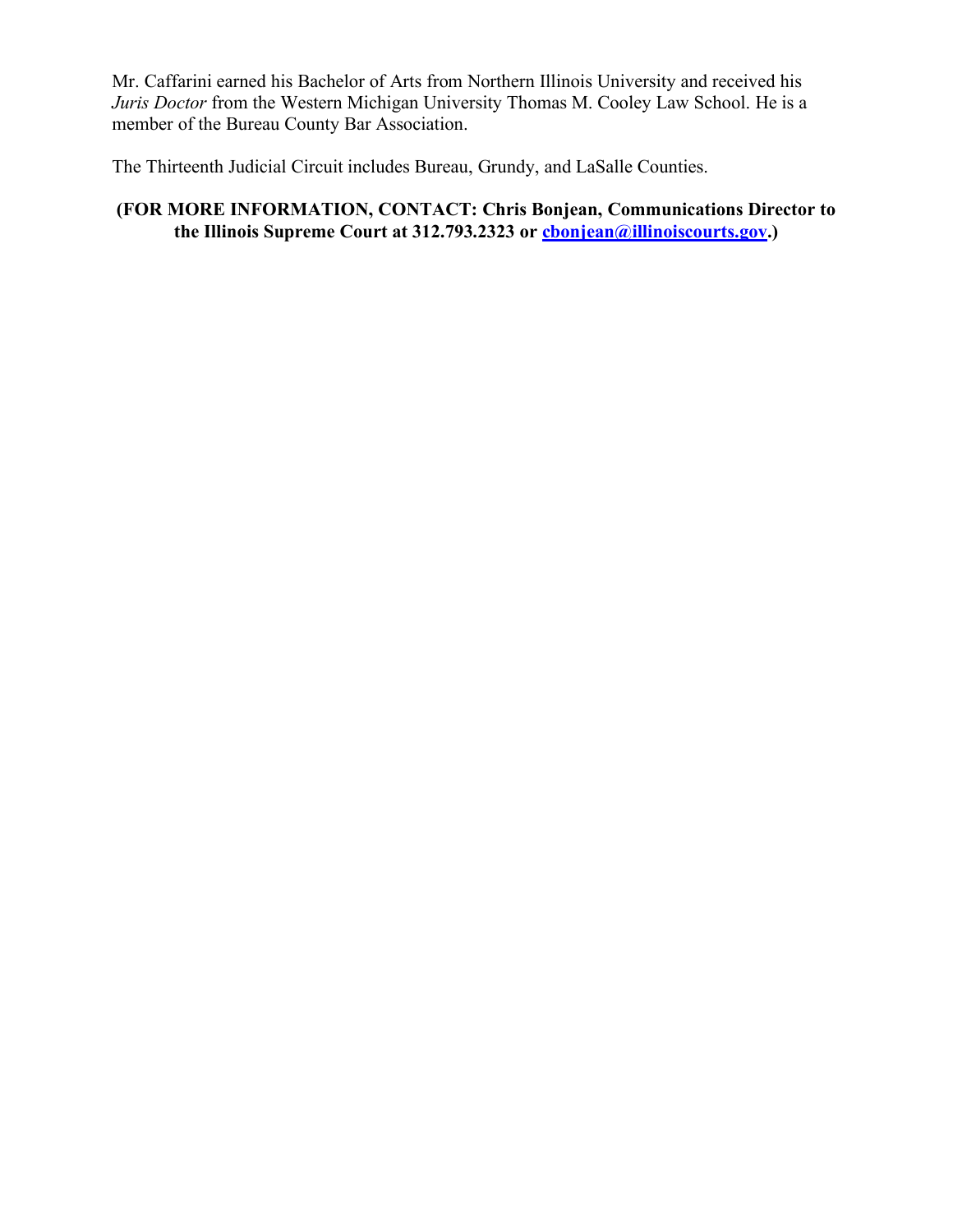Mr. Caffarini earned his Bachelor of Arts from Northern Illinois University and received his *Juris Doctor* from the Western Michigan University Thomas M. Cooley Law School. He is a member of the Bureau County Bar Association.

The Thirteenth Judicial Circuit includes Bureau, Grundy, and LaSalle Counties.

**(FOR MORE INFORMATION, CONTACT: Chris Bonjean, Communications Director to the Illinois Supreme Court at 312.793.2323 or [cbonjean@illinoiscourts.gov](mailto:cbonjean@illinoiscourts.gov).)**